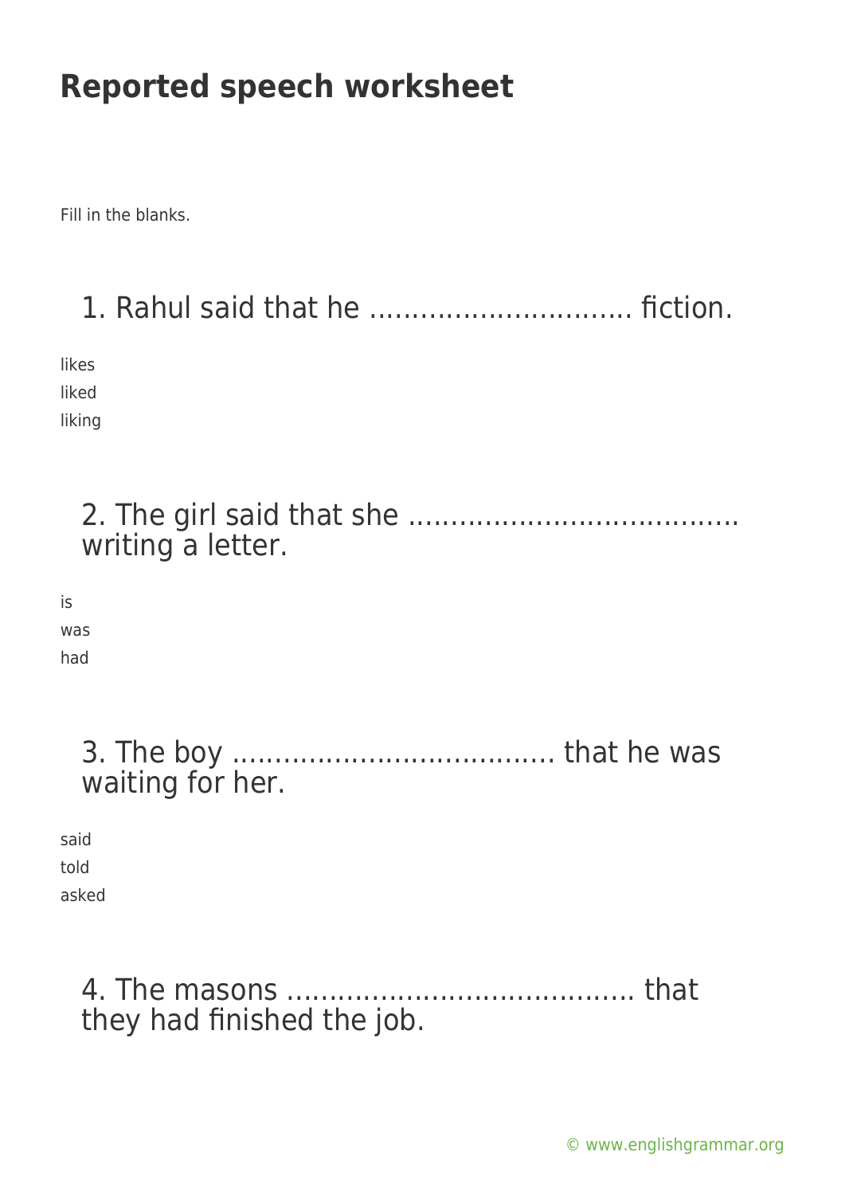# Reported speech worksheet

Fill in the blanks.

## 1. Rahul said that he .............................. fiction.

likes
liked
liking

## 2. The girl said that she ...................................... writing a letter.

is
was
had

## 3. The boy ...................................... that he was waiting for her.

said
told
asked

## 4. The masons ........................................ that they had finished the job.

© www.englishgrammar.org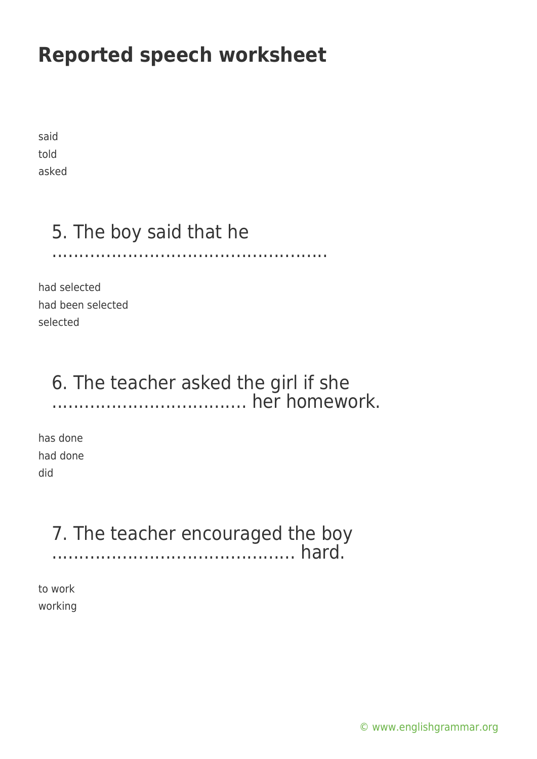# Reported speech worksheet

said
told
asked

### 5. The boy said that he ………………………………………….

had selected
had been selected
selected

### 6. The teacher asked the girl if she ……………………………. her homework.

has done
had done
did

### 7. The teacher encouraged the boy ……………………………………. hard.

to work
working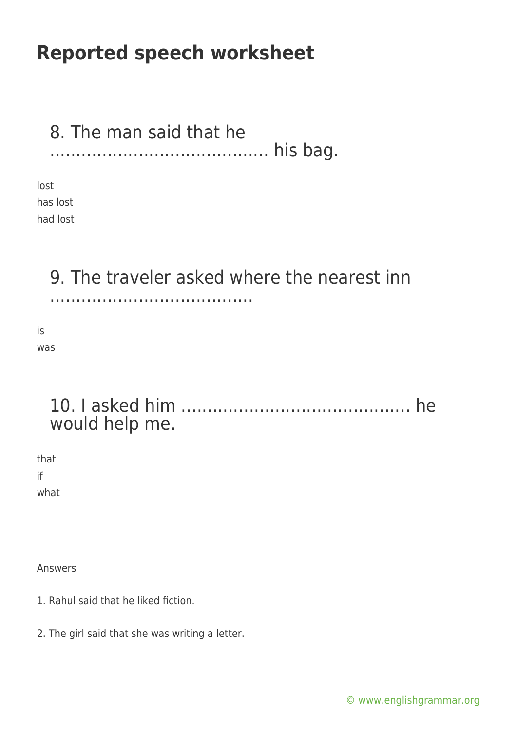# Reported speech worksheet

8. The man said that he …………………………………. his bag.

lost
has lost
had lost

9. The traveler asked where the nearest inn ………………………………..

is
was

10. I asked him …………………………………….. he would help me.

that
if
what

Answers

1. Rahul said that he liked fiction.

2. The girl said that she was writing a letter.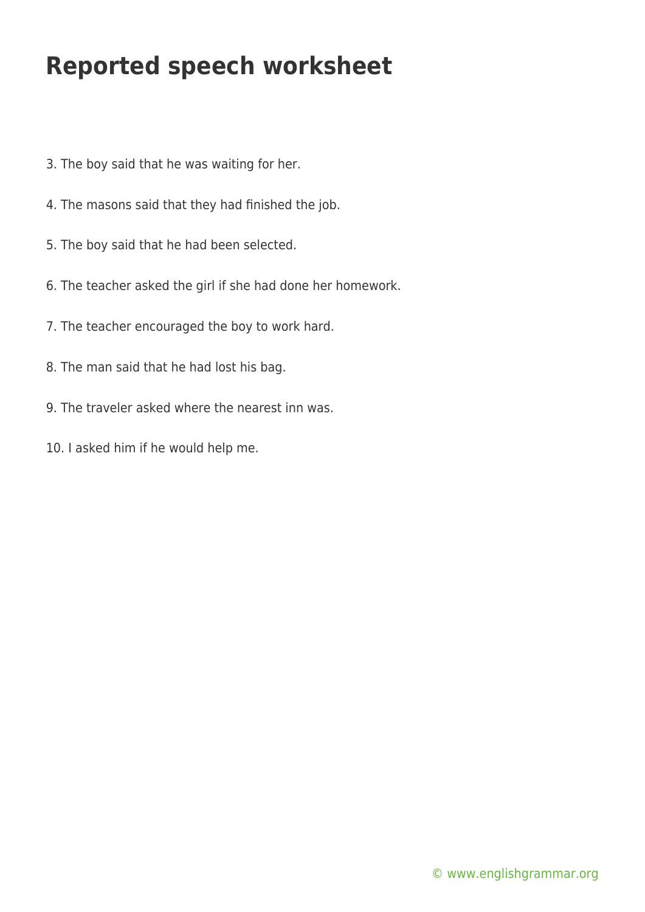# Reported speech worksheet

3. The boy said that he was waiting for her.

4. The masons said that they had finished the job.

5. The boy said that he had been selected.

6. The teacher asked the girl if she had done her homework.

7. The teacher encouraged the boy to work hard.

8. The man said that he had lost his bag.

9. The traveler asked where the nearest inn was.

10. I asked him if he would help me.